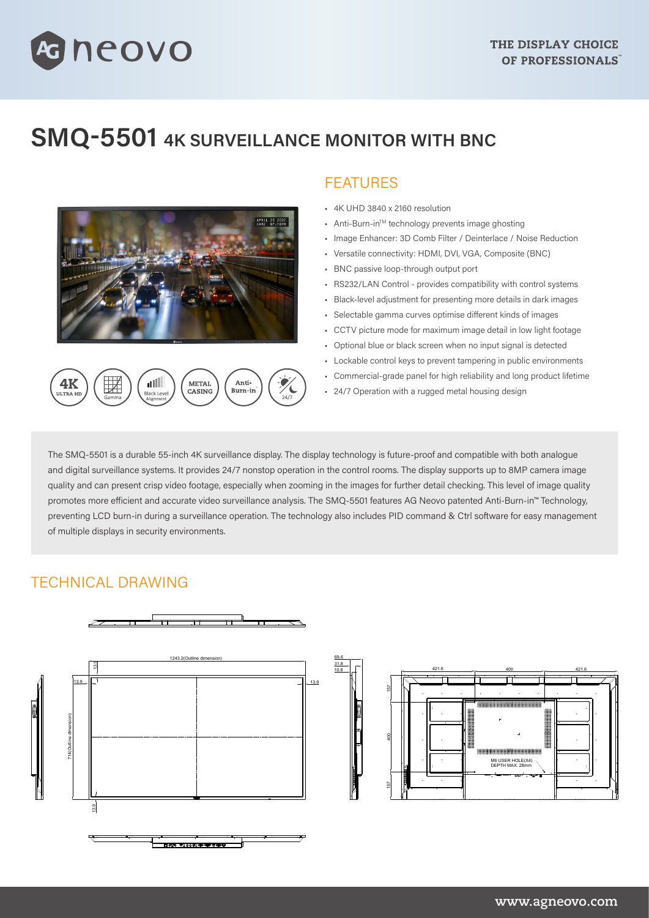# SMQ-5501 4K SURVEILLANCE MONITOR WITH BNC

## FEATURES

- 4K UHD 3840 x 2160 resolution
- Anti-Burn-in™ technology prevents image ghosting
- Image Enhancer: 3D Comb Filter / Deinterlace / Noise Reduction
- Versatile connectivity: HDMI, DVI, VGA, Composite (BNC)
- BNC passive loop-through output port
- RS232/LAN Control - provides compatibility with control systems
- Black-level adjustment for presenting more details in dark images
- Selectable gamma curves optimise different kinds of images
- CCTV picture mode for maximum image detail in low light footage
- Optional blue or black screen when no input signal is detected
- Lockable control keys to prevent tampering in public environments
- Commercial-grade panel for high reliability and long product lifetime
- 24/7 Operation with a rugged metal housing design

The SMQ-5501 is a durable 55-inch 4K surveillance display. The display technology is future-proof and compatible with both analogue and digital surveillance systems. It provides 24/7 nonstop operation in the control rooms. The display supports up to 8MP camera image quality and can present crisp video footage, especially when zooming in the images for further detail checking. This level of image quality promotes more efficient and accurate video surveillance analysis. The SMQ-5501 features AG Neovo patented Anti-Burn-in™ Technology, preventing LCD burn-in during a surveillance operation. The technology also includes PID command & Ctrl software for easy management of multiple displays in security environments.

## TECHNICAL DRAWING

1243.2(Outline dimension)

714(Outline dimension)

13.9

69.6 / 31.8 / 10.8

421.6 | 400 | 421.6

157 | 400 | 157

M6 USER HOLE(X4) DEPTH MAX. 28mm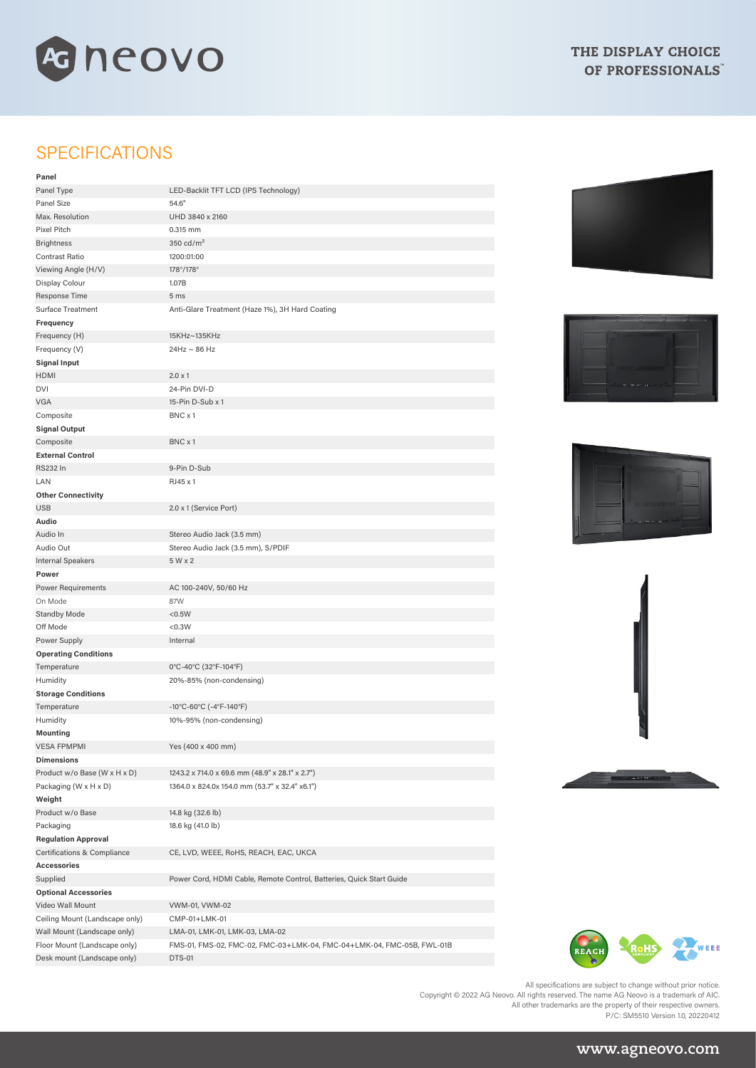# SPECIFICATIONS

| | |
|---|---|
| **Panel** | |
| Panel Type | LED-Backlit TFT LCD (IPS Technology) |
| Panel Size | 54.6" |
| Max. Resolution | UHD 3840 x 2160 |
| Pixel Pitch | 0.315 mm |
| Brightness | 350 cd/m² |
| Contrast Ratio | 1200:01:00 |
| Viewing Angle (H/V) | 178°/178° |
| Display Colour | 1.07B |
| Response Time | 5 ms |
| Surface Treatment | Anti-Glare Treatment (Haze 1%), 3H Hard Coating |
| **Frequency** | |
| Frequency (H) | 15KHz~135KHz |
| Frequency (V) | 24Hz ~ 86 Hz |
| **Signal Input** | |
| HDMI | 2.0 x 1 |
| DVI | 24-Pin DVI-D |
| VGA | 15-Pin D-Sub x 1 |
| Composite | BNC x 1 |
| **Signal Output** | |
| Composite | BNC x 1 |
| **External Control** | |
| RS232 In | 9-Pin D-Sub |
| LAN | RJ45 x 1 |
| **Other Connectivity** | |
| USB | 2.0 x 1 (Service Port) |
| **Audio** | |
| Audio In | Stereo Audio Jack (3.5 mm) |
| Audio Out | Stereo Audio Jack (3.5 mm), S/PDIF |
| Internal Speakers | 5 W x 2 |
| **Power** | |
| Power Requirements | AC 100-240V, 50/60 Hz |
| On Mode | 87W |
| Standby Mode | <0.5W |
| Off Mode | <0.3W |
| Power Supply | Internal |
| **Operating Conditions** | |
| Temperature | 0°C-40°C (32°F-104°F) |
| Humidity | 20%-85% (non-condensing) |
| **Storage Conditions** | |
| Temperature | -10°C-60°C (-4°F-140°F) |
| Humidity | 10%-95% (non-condensing) |
| **Mounting** | |
| VESA FPMPMI | Yes (400 x 400 mm) |
| **Dimensions** | |
| Product w/o Base (W x H x D) | 1243.2 x 714.0 x 69.6 mm (48.9" x 28.1" x 2.7") |
| Packaging (W x H x D) | 1364.0 x 824.0x 154.0 mm (53.7" x 32.4" x6.1") |
| **Weight** | |
| Product w/o Base | 14.8 kg (32.6 lb) |
| Packaging | 18.6 kg (41.0 lb) |
| **Regulation Approval** | |
| Certifications & Compliance | CE, LVD, WEEE, RoHS, REACH, EAC, UKCA |
| **Accessories** | |
| Supplied | Power Cord, HDMI Cable, Remote Control, Batteries, Quick Start Guide |
| **Optional Accessories** | |
| Video Wall Mount | VWM-01, VWM-02 |
| Ceiling Mount (Landscape only) | CMP-01+LMK-01 |
| Wall Mount (Landscape only) | LMA-01, LMK-01, LMK-03, LMA-02 |
| Floor Mount (Landscape only) | FMS-01, FMS-02, FMC-02, FMC-03+LMK-04, FMC-04+LMK-04, FMC-05B, FWL-01B |
| Desk mount (Landscape only) | DTS-01 |

All specifications are subject to change without prior notice.
Copyright © 2022 AG Neovo. All rights reserved. The name AG Neovo is a trademark of AIC.
All other trademarks are the property of their respective owners.
P/C: SM5510 Version 1.0, 20220412